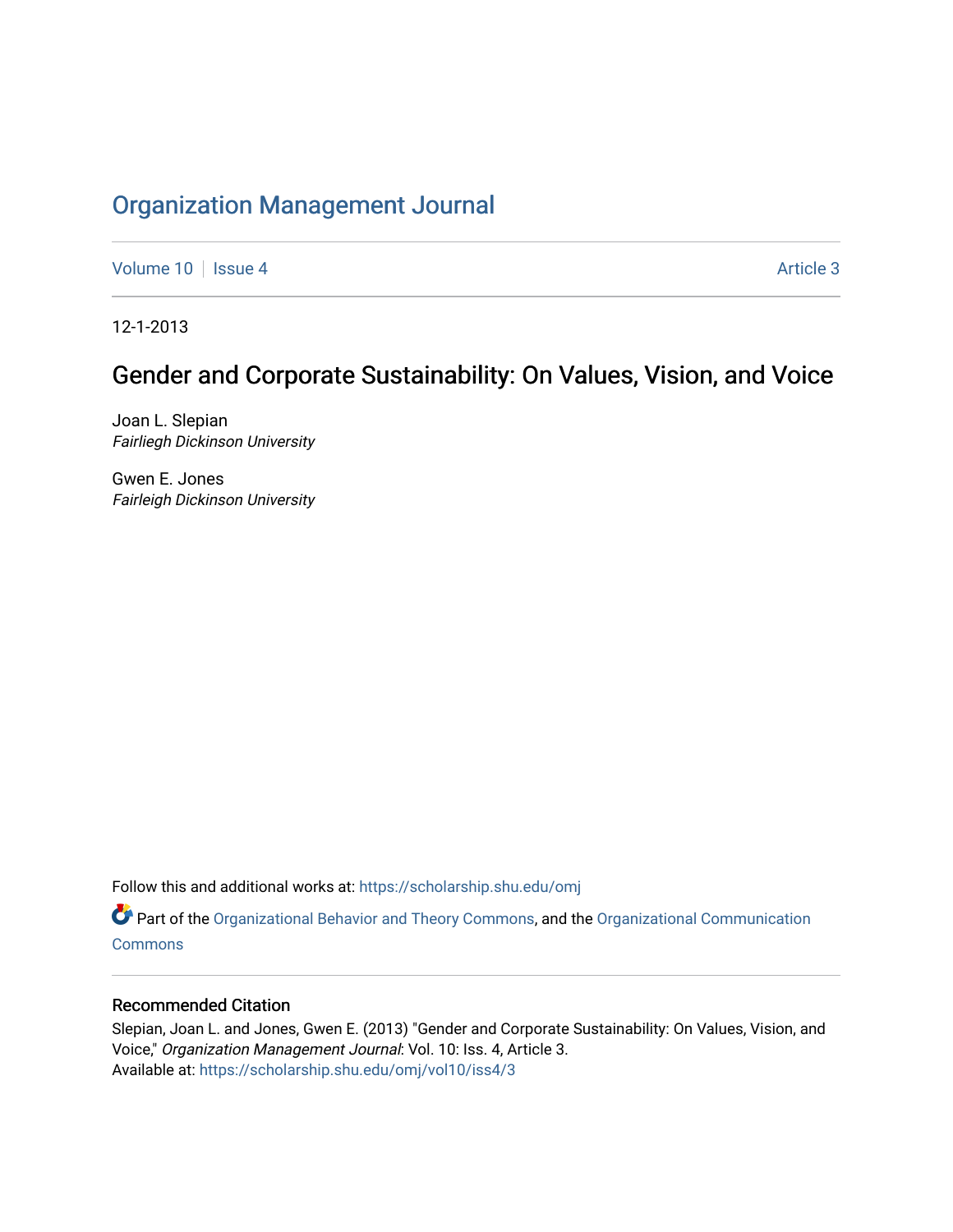# Organization Management Journal

Volume 10 | Issue 4 | Article 3

12-1-2013

## Gender and Corporate Sustainability: On Values, Vision, and Voice

Joan L. Slepian
*Fairliegh Dickinson University*

Gwen E. Jones
*Fairleigh Dickinson University*

Follow this and additional works at: https://scholarship.shu.edu/omj

Part of the Organizational Behavior and Theory Commons, and the Organizational Communication Commons

### Recommended Citation

Slepian, Joan L. and Jones, Gwen E. (2013) "Gender and Corporate Sustainability: On Values, Vision, and Voice," *Organization Management Journal*: Vol. 10: Iss. 4, Article 3.
Available at: https://scholarship.shu.edu/omj/vol10/iss4/3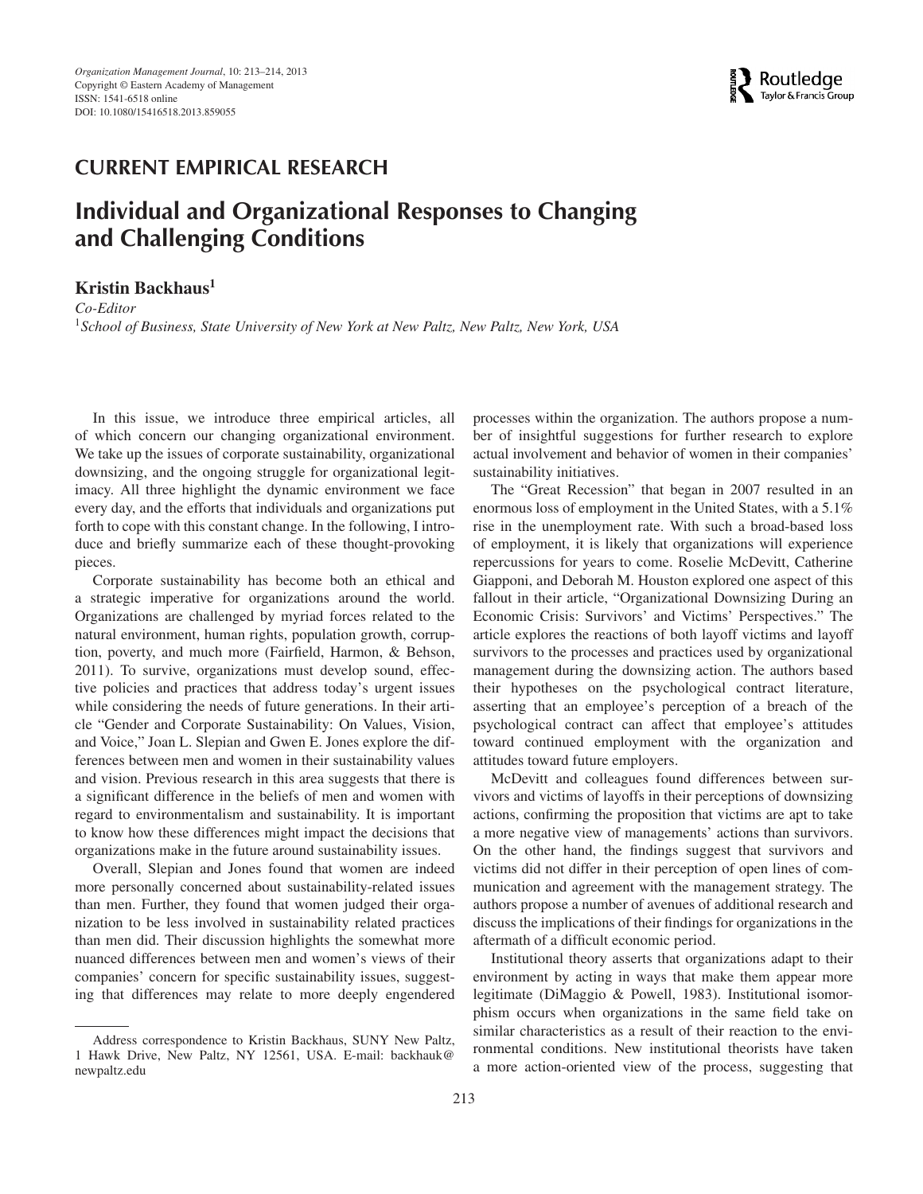CURRENT EMPIRICAL RESEARCH

# Individual and Organizational Responses to Changing and Challenging Conditions

**Kristin Backhaus**[1]

*Co-Editor*

[1]*School of Business, State University of New York at New Paltz, New Paltz, New York, USA*

In this issue, we introduce three empirical articles, all of which concern our changing organizational environment. We take up the issues of corporate sustainability, organizational downsizing, and the ongoing struggle for organizational legitimacy. All three highlight the dynamic environment we face every day, and the efforts that individuals and organizations put forth to cope with this constant change. In the following, I introduce and briefly summarize each of these thought-provoking pieces.

Corporate sustainability has become both an ethical and a strategic imperative for organizations around the world. Organizations are challenged by myriad forces related to the natural environment, human rights, population growth, corruption, poverty, and much more (Fairfield, Harmon, & Behson, 2011). To survive, organizations must develop sound, effective policies and practices that address today's urgent issues while considering the needs of future generations. In their article "Gender and Corporate Sustainability: On Values, Vision, and Voice," Joan L. Slepian and Gwen E. Jones explore the differences between men and women in their sustainability values and vision. Previous research in this area suggests that there is a significant difference in the beliefs of men and women with regard to environmentalism and sustainability. It is important to know how these differences might impact the decisions that organizations make in the future around sustainability issues.

Overall, Slepian and Jones found that women are indeed more personally concerned about sustainability-related issues than men. Further, they found that women judged their organization to be less involved in sustainability related practices than men did. Their discussion highlights the somewhat more nuanced differences between men and women's views of their companies' concern for specific sustainability issues, suggesting that differences may relate to more deeply engendered processes within the organization. The authors propose a number of insightful suggestions for further research to explore actual involvement and behavior of women in their companies' sustainability initiatives.

The "Great Recession" that began in 2007 resulted in an enormous loss of employment in the United States, with a 5.1% rise in the unemployment rate. With such a broad-based loss of employment, it is likely that organizations will experience repercussions for years to come. Roselie McDevitt, Catherine Giapponi, and Deborah M. Houston explored one aspect of this fallout in their article, "Organizational Downsizing During an Economic Crisis: Survivors' and Victims' Perspectives." The article explores the reactions of both layoff victims and layoff survivors to the processes and practices used by organizational management during the downsizing action. The authors based their hypotheses on the psychological contract literature, asserting that an employee's perception of a breach of the psychological contract can affect that employee's attitudes toward continued employment with the organization and attitudes toward future employers.

McDevitt and colleagues found differences between survivors and victims of layoffs in their perceptions of downsizing actions, confirming the proposition that victims are apt to take a more negative view of managements' actions than survivors. On the other hand, the findings suggest that survivors and victims did not differ in their perception of open lines of communication and agreement with the management strategy. The authors propose a number of avenues of additional research and discuss the implications of their findings for organizations in the aftermath of a difficult economic period.

Institutional theory asserts that organizations adapt to their environment by acting in ways that make them appear more legitimate (DiMaggio & Powell, 1983). Institutional isomorphism occurs when organizations in the same field take on similar characteristics as a result of their reaction to the environmental conditions. New institutional theorists have taken a more action-oriented view of the process, suggesting that

Address correspondence to Kristin Backhaus, SUNY New Paltz, 1 Hawk Drive, New Paltz, NY 12561, USA. E-mail: backhauk@newpaltz.edu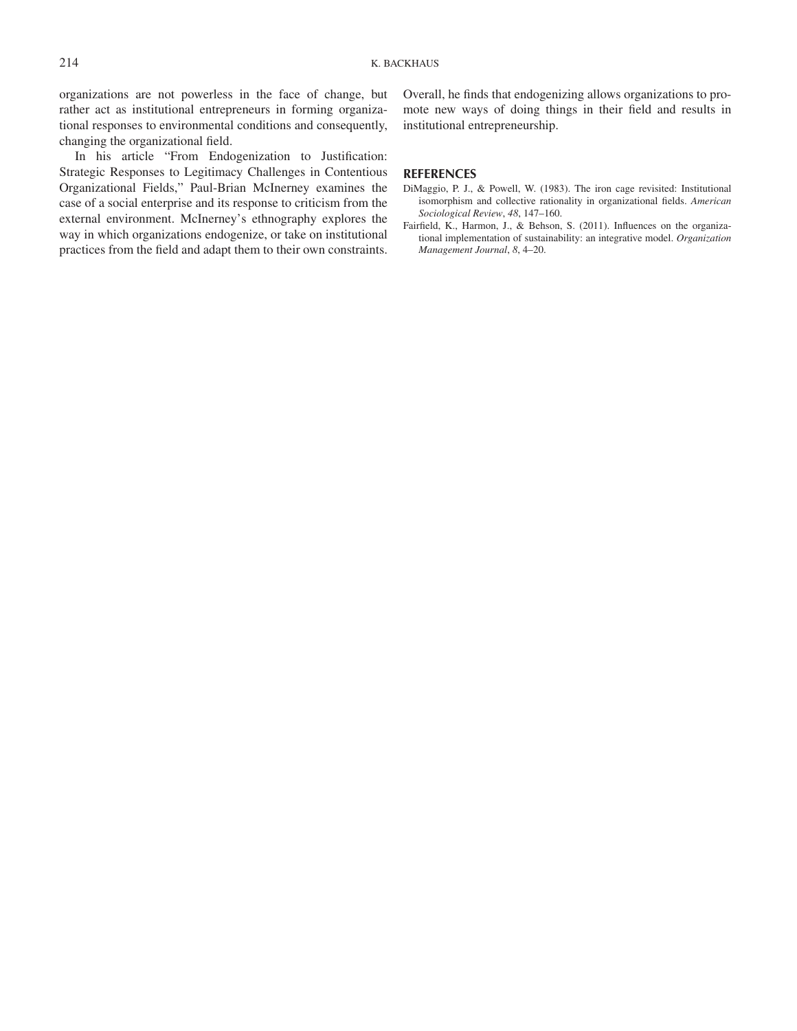organizations are not powerless in the face of change, but rather act as institutional entrepreneurs in forming organizational responses to environmental conditions and consequently, changing the organizational field.

In his article "From Endogenization to Justification: Strategic Responses to Legitimacy Challenges in Contentious Organizational Fields," Paul-Brian McInerney examines the case of a social enterprise and its response to criticism from the external environment. McInerney's ethnography explores the way in which organizations endogenize, or take on institutional practices from the field and adapt them to their own constraints. Overall, he finds that endogenizing allows organizations to promote new ways of doing things in their field and results in institutional entrepreneurship.

## REFERENCES

DiMaggio, P. J., & Powell, W. (1983). The iron cage revisited: Institutional isomorphism and collective rationality in organizational fields. *American Sociological Review*, *48*, 147–160.

Fairfield, K., Harmon, J., & Behson, S. (2011). Influences on the organizational implementation of sustainability: an integrative model. *Organization Management Journal*, *8*, 4–20.